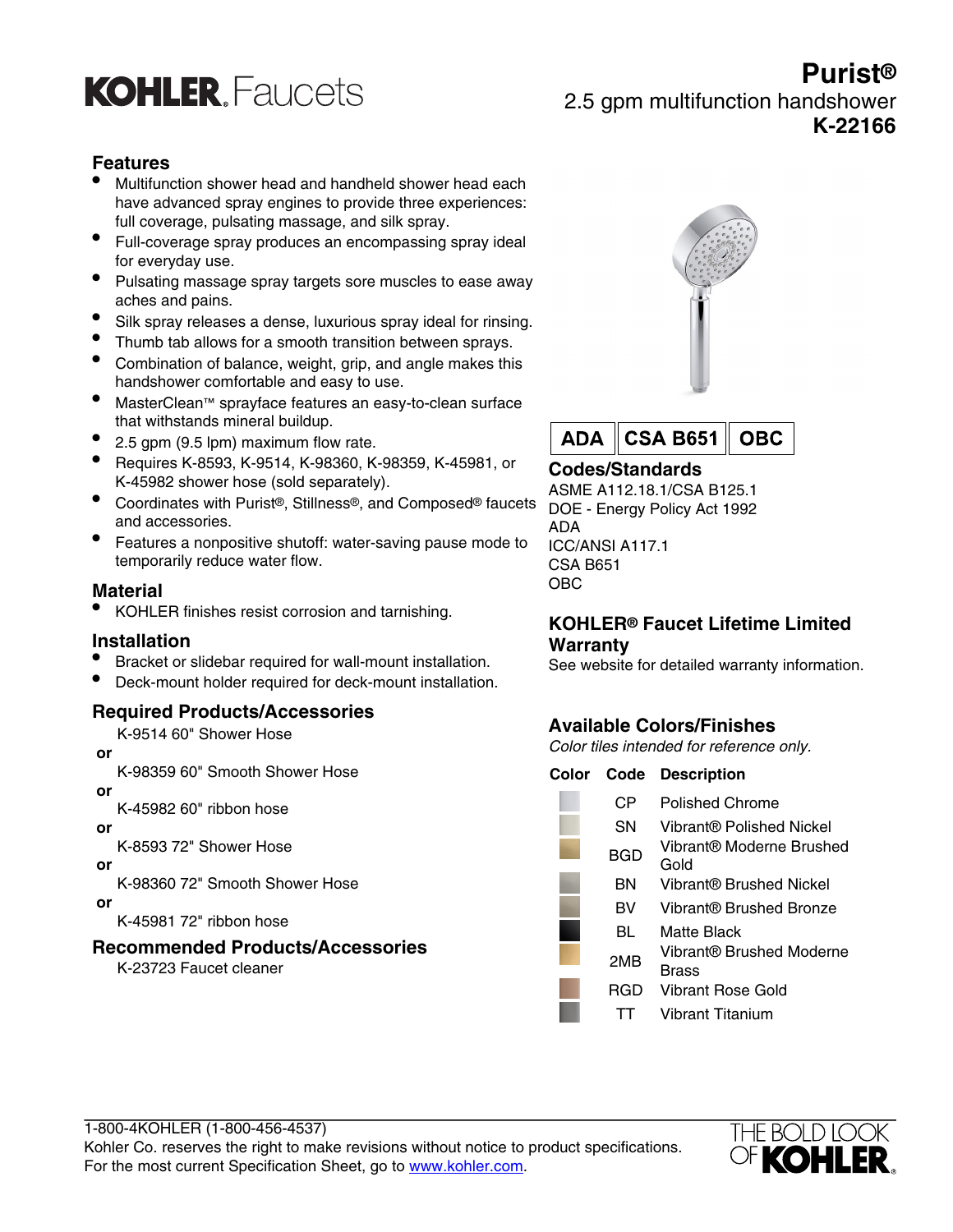# KOHLER. Faucets

# Purist®

2.5 gpm multifunction handshower

**K-22166**

## Features

- Multifunction shower head and handheld shower head each have advanced spray engines to provide three experiences: full coverage, pulsating massage, and silk spray.
- Full-coverage spray produces an encompassing spray ideal for everyday use.
- Pulsating massage spray targets sore muscles to ease away aches and pains.
- Silk spray releases a dense, luxurious spray ideal for rinsing.
- Thumb tab allows for a smooth transition between sprays.
- Combination of balance, weight, grip, and angle makes this handshower comfortable and easy to use.
- MasterClean™ sprayface features an easy-to-clean surface that withstands mineral buildup.
- 2.5 gpm (9.5 lpm) maximum flow rate.
- Requires K-8593, K-9514, K-98360, K-98359, K-45981, or K-45982 shower hose (sold separately).
- Coordinates with Purist®, Stillness®, and Composed® faucets and accessories.
- Features a nonpositive shutoff: water-saving pause mode to temporarily reduce water flow.

## Material

- KOHLER finishes resist corrosion and tarnishing.

## Installation

- Bracket or slidebar required for wall-mount installation.
- Deck-mount holder required for deck-mount installation.

## Required Products/Accessories

K-9514 60" Shower Hose

**or**

K-98359 60" Smooth Shower Hose

**or**

K-45982 60" ribbon hose

**or**

K-8593 72" Shower Hose

**or**

K-98360 72" Smooth Shower Hose

**or**

K-45981 72" ribbon hose

## Recommended Products/Accessories

K-23723 Faucet cleaner

**ADA** | **CSA B651** | **OBC**

## Codes/Standards

ASME A112.18.1/CSA B125.1
DOE - Energy Policy Act 1992
ADA
ICC/ANSI A117.1
CSA B651
OBC

## KOHLER® Faucet Lifetime Limited Warranty

See website for detailed warranty information.

## Available Colors/Finishes

*Color tiles intended for reference only.*

| Color | Code | Description |
|---|---|---|
| | CP | Polished Chrome |
| | SN | Vibrant® Polished Nickel |
| | BGD | Vibrant® Moderne Brushed Gold |
| | BN | Vibrant® Brushed Nickel |
| | BV | Vibrant® Brushed Bronze |
| | BL | Matte Black |
| | 2MB | Vibrant® Brushed Moderne Brass |
| | RGD | Vibrant Rose Gold |
| | TT | Vibrant Titanium |

1-800-4KOHLER (1-800-456-4537)
Kohler Co. reserves the right to make revisions without notice to product specifications.
For the most current Specification Sheet, go to www.kohler.com.

THE BOLD LOOK OF KOHLER.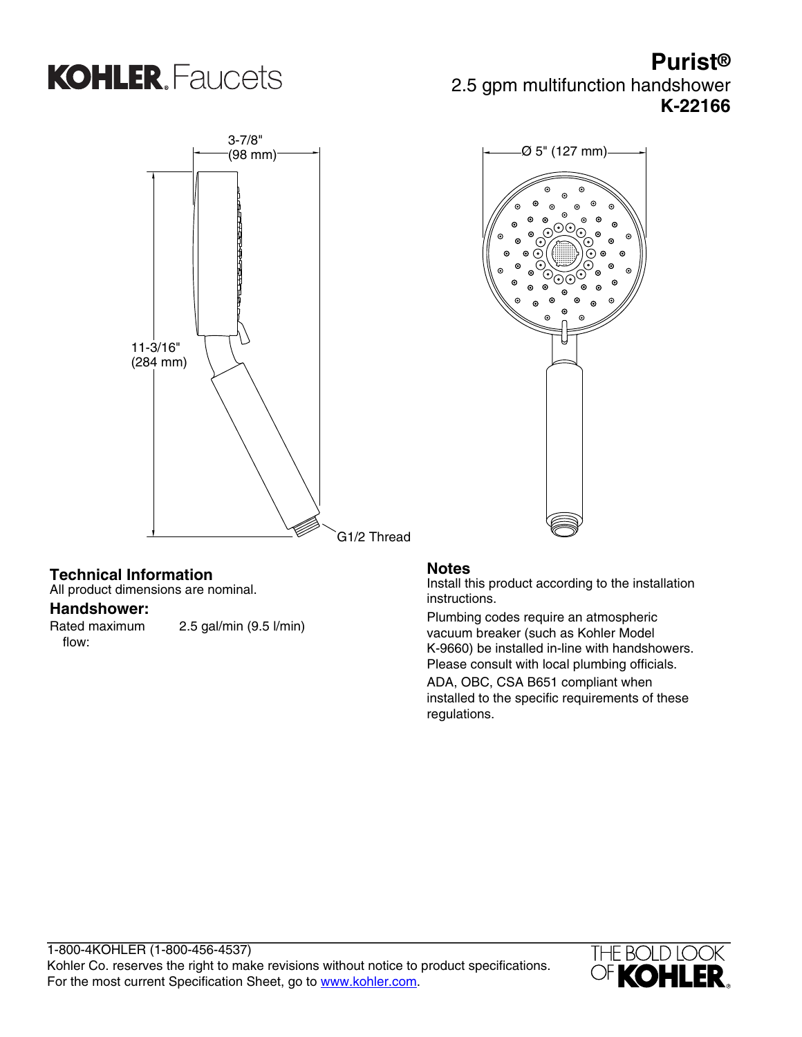KOHLER. Faucets

# Purist®

2.5 gpm multifunction handshower

**K-22166**

3-7/8"
(98 mm)

11-3/16"
(284 mm)

G1/2 Thread

Ø 5" (127 mm)

## Technical Information

All product dimensions are nominal.

### Handshower:

| | |
|---|---|
| Rated maximum flow: | 2.5 gal/min (9.5 l/min) |

## Notes

Install this product according to the installation instructions.

Plumbing codes require an atmospheric vacuum breaker (such as Kohler Model K-9660) be installed in-line with handshowers. Please consult with local plumbing officials.

ADA, OBC, CSA B651 compliant when installed to the specific requirements of these regulations.

1-800-4KOHLER (1-800-456-4537)
Kohler Co. reserves the right to make revisions without notice to product specifications.
For the most current Specification Sheet, go to www.kohler.com.

THE BOLD LOOK OF KOHLER.